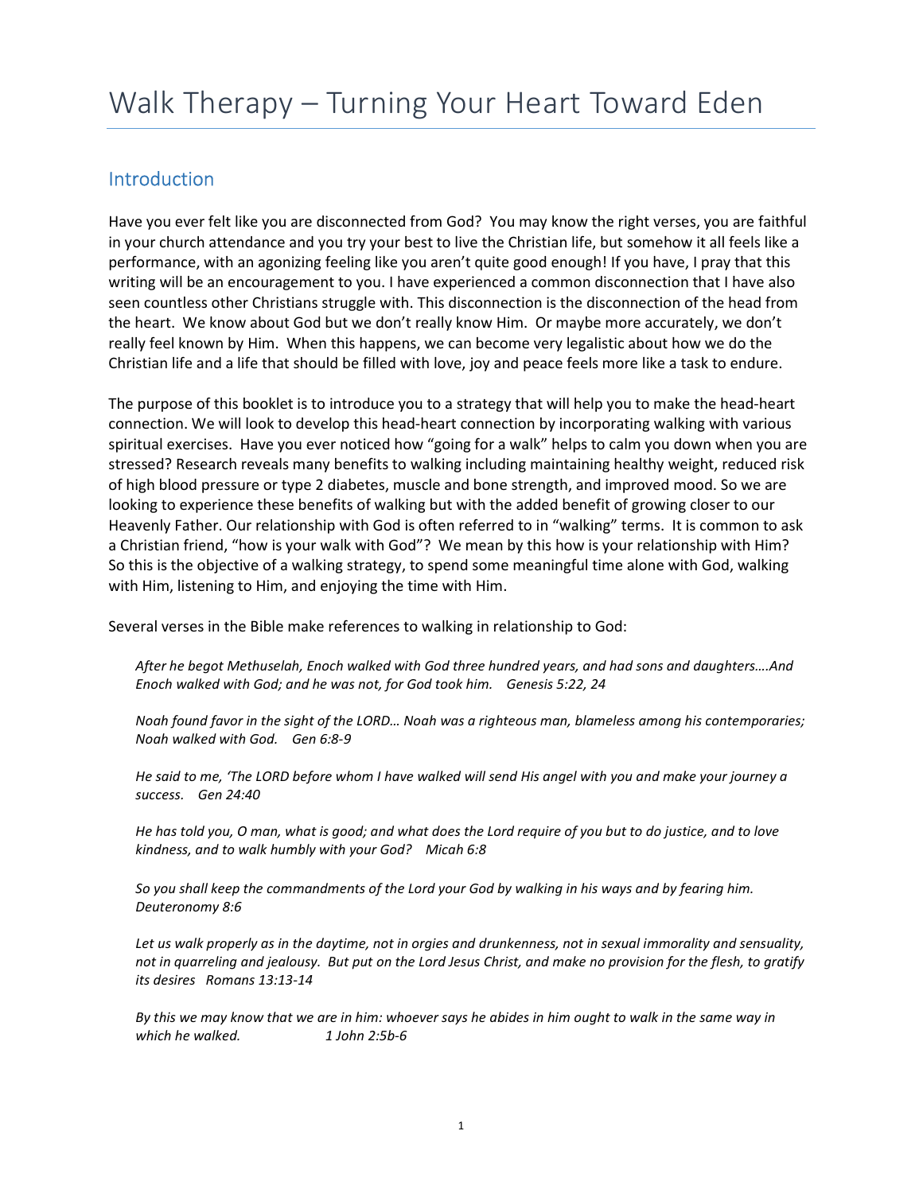# Walk Therapy – Turning Your Heart Toward Eden

## Introduction

Have you ever felt like you are disconnected from God? You may know the right verses, you are faithful in your church attendance and you try your best to live the Christian life, but somehow it all feels like a performance, with an agonizing feeling like you aren't quite good enough! If you have, I pray that this writing will be an encouragement to you. I have experienced a common disconnection that I have also seen countless other Christians struggle with. This disconnection is the disconnection of the head from the heart. We know about God but we don't really know Him. Or maybe more accurately, we don't really feel known by Him. When this happens, we can become very legalistic about how we do the Christian life and a life that should be filled with love, joy and peace feels more like a task to endure.

The purpose of this booklet is to introduce you to a strategy that will help you to make the head-heart connection. We will look to develop this head-heart connection by incorporating walking with various spiritual exercises. Have you ever noticed how "going for a walk" helps to calm you down when you are stressed? Research reveals many benefits to walking including maintaining healthy weight, reduced risk of high blood pressure or type 2 diabetes, muscle and bone strength, and improved mood. So we are looking to experience these benefits of walking but with the added benefit of growing closer to our Heavenly Father. Our relationship with God is often referred to in "walking" terms. It is common to ask a Christian friend, "how is your walk with God"? We mean by this how is your relationship with Him? So this is the objective of a walking strategy, to spend some meaningful time alone with God, walking with Him, listening to Him, and enjoying the time with Him.

Several verses in the Bible make references to walking in relationship to God:

> *After he begot Methuselah, Enoch walked with God three hundred years, and had sons and daughters….And Enoch walked with God; and he was not, for God took him. Genesis 5:22, 24*

> *Noah found favor in the sight of the LORD… Noah was a righteous man, blameless among his contemporaries; Noah walked with God. Gen 6:8-9*

> *He said to me, 'The LORD before whom I have walked will send His angel with you and make your journey a success. Gen 24:40*

> *He has told you, O man, what is good; and what does the Lord require of you but to do justice, and to love kindness, and to walk humbly with your God? Micah 6:8*

> *So you shall keep the commandments of the Lord your God by walking in his ways and by fearing him. Deuteronomy 8:6*

> *Let us walk properly as in the daytime, not in orgies and drunkenness, not in sexual immorality and sensuality, not in quarreling and jealousy. But put on the Lord Jesus Christ, and make no provision for the flesh, to gratify its desires Romans 13:13-14*

> *By this we may know that we are in him: whoever says he abides in him ought to walk in the same way in which he walked. 1 John 2:5b-6*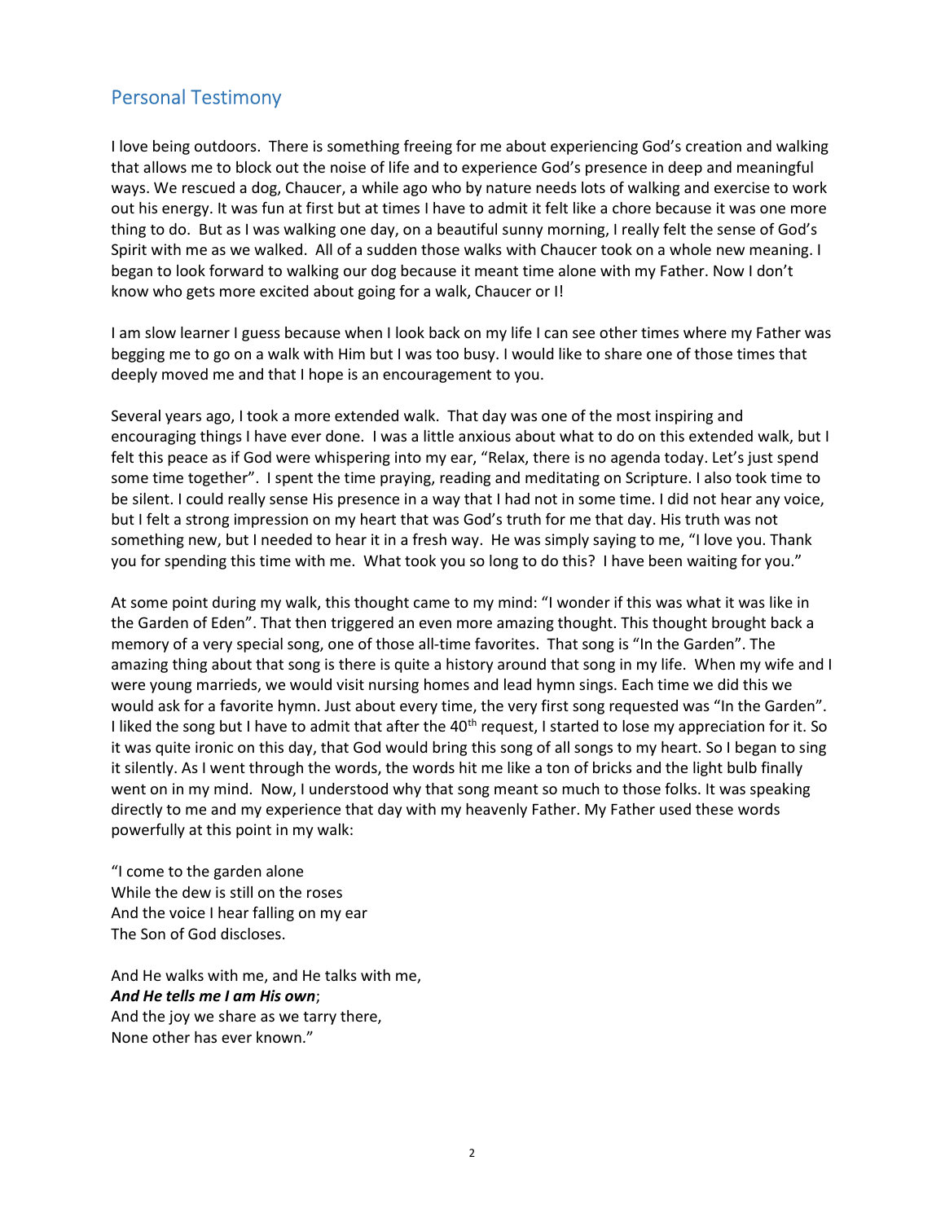## Personal Testimony

I love being outdoors. There is something freeing for me about experiencing God's creation and walking that allows me to block out the noise of life and to experience God's presence in deep and meaningful ways. We rescued a dog, Chaucer, a while ago who by nature needs lots of walking and exercise to work out his energy. It was fun at first but at times I have to admit it felt like a chore because it was one more thing to do. But as I was walking one day, on a beautiful sunny morning, I really felt the sense of God's Spirit with me as we walked. All of a sudden those walks with Chaucer took on a whole new meaning. I began to look forward to walking our dog because it meant time alone with my Father. Now I don't know who gets more excited about going for a walk, Chaucer or I!

I am slow learner I guess because when I look back on my life I can see other times where my Father was begging me to go on a walk with Him but I was too busy. I would like to share one of those times that deeply moved me and that I hope is an encouragement to you.

Several years ago, I took a more extended walk. That day was one of the most inspiring and encouraging things I have ever done. I was a little anxious about what to do on this extended walk, but I felt this peace as if God were whispering into my ear, "Relax, there is no agenda today. Let's just spend some time together". I spent the time praying, reading and meditating on Scripture. I also took time to be silent. I could really sense His presence in a way that I had not in some time. I did not hear any voice, but I felt a strong impression on my heart that was God's truth for me that day. His truth was not something new, but I needed to hear it in a fresh way. He was simply saying to me, "I love you. Thank you for spending this time with me. What took you so long to do this? I have been waiting for you."

At some point during my walk, this thought came to my mind: "I wonder if this was what it was like in the Garden of Eden". That then triggered an even more amazing thought. This thought brought back a memory of a very special song, one of those all-time favorites. That song is "In the Garden". The amazing thing about that song is there is quite a history around that song in my life. When my wife and I were young marrieds, we would visit nursing homes and lead hymn sings. Each time we did this we would ask for a favorite hymn. Just about every time, the very first song requested was "In the Garden". I liked the song but I have to admit that after the 40th request, I started to lose my appreciation for it. So it was quite ironic on this day, that God would bring this song of all songs to my heart. So I began to sing it silently. As I went through the words, the words hit me like a ton of bricks and the light bulb finally went on in my mind. Now, I understood why that song meant so much to those folks. It was speaking directly to me and my experience that day with my heavenly Father. My Father used these words powerfully at this point in my walk:

"I come to the garden alone
While the dew is still on the roses
And the voice I hear falling on my ear
The Son of God discloses.

And He walks with me, and He talks with me,
***And He tells me I am His own***;
And the joy we share as we tarry there,
None other has ever known."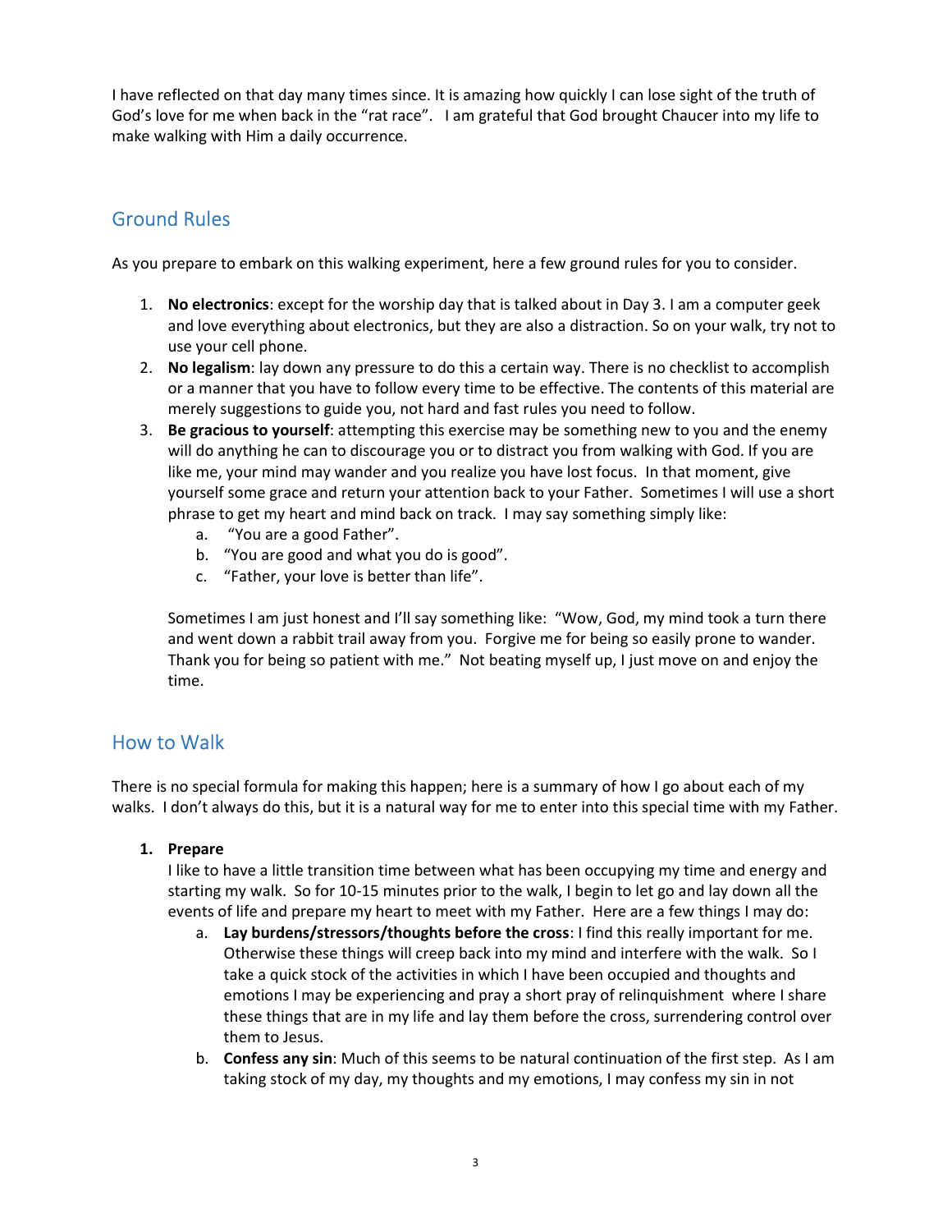I have reflected on that day many times since. It is amazing how quickly I can lose sight of the truth of God's love for me when back in the "rat race". I am grateful that God brought Chaucer into my life to make walking with Him a daily occurrence.

## Ground Rules

As you prepare to embark on this walking experiment, here a few ground rules for you to consider.

1. **No electronics**: except for the worship day that is talked about in Day 3. I am a computer geek and love everything about electronics, but they are also a distraction. So on your walk, try not to use your cell phone.
2. **No legalism**: lay down any pressure to do this a certain way. There is no checklist to accomplish or a manner that you have to follow every time to be effective. The contents of this material are merely suggestions to guide you, not hard and fast rules you need to follow.
3. **Be gracious to yourself**: attempting this exercise may be something new to you and the enemy will do anything he can to discourage you or to distract you from walking with God. If you are like me, your mind may wander and you realize you have lost focus. In that moment, give yourself some grace and return your attention back to your Father. Sometimes I will use a short phrase to get my heart and mind back on track. I may say something simply like:
    a. "You are a good Father".
    b. "You are good and what you do is good".
    c. "Father, your love is better than life".

    Sometimes I am just honest and I'll say something like: "Wow, God, my mind took a turn there and went down a rabbit trail away from you. Forgive me for being so easily prone to wander. Thank you for being so patient with me." Not beating myself up, I just move on and enjoy the time.

## How to Walk

There is no special formula for making this happen; here is a summary of how I go about each of my walks. I don't always do this, but it is a natural way for me to enter into this special time with my Father.

1. **Prepare**

    I like to have a little transition time between what has been occupying my time and energy and starting my walk. So for 10-15 minutes prior to the walk, I begin to let go and lay down all the events of life and prepare my heart to meet with my Father. Here are a few things I may do:
    a. **Lay burdens/stressors/thoughts before the cross**: I find this really important for me. Otherwise these things will creep back into my mind and interfere with the walk. So I take a quick stock of the activities in which I have been occupied and thoughts and emotions I may be experiencing and pray a short pray of relinquishment where I share these things that are in my life and lay them before the cross, surrendering control over them to Jesus.
    b. **Confess any sin**: Much of this seems to be natural continuation of the first step. As I am taking stock of my day, my thoughts and my emotions, I may confess my sin in not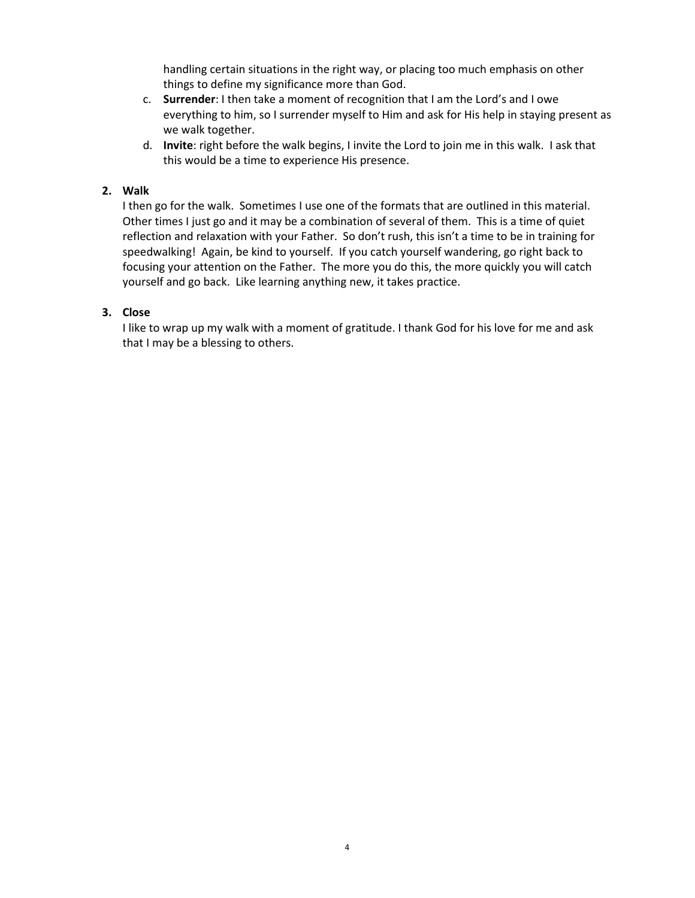handling certain situations in the right way, or placing too much emphasis on other things to define my significance more than God.

   c. **Surrender**: I then take a moment of recognition that I am the Lord's and I owe everything to him, so I surrender myself to Him and ask for His help in staying present as we walk together.
   d. **Invite**: right before the walk begins, I invite the Lord to join me in this walk. I ask that this would be a time to experience His presence.

2. **Walk**

   I then go for the walk. Sometimes I use one of the formats that are outlined in this material. Other times I just go and it may be a combination of several of them. This is a time of quiet reflection and relaxation with your Father. So don't rush, this isn't a time to be in training for speedwalking! Again, be kind to yourself. If you catch yourself wandering, go right back to focusing your attention on the Father. The more you do this, the more quickly you will catch yourself and go back. Like learning anything new, it takes practice.

3. **Close**

   I like to wrap up my walk with a moment of gratitude. I thank God for his love for me and ask that I may be a blessing to others.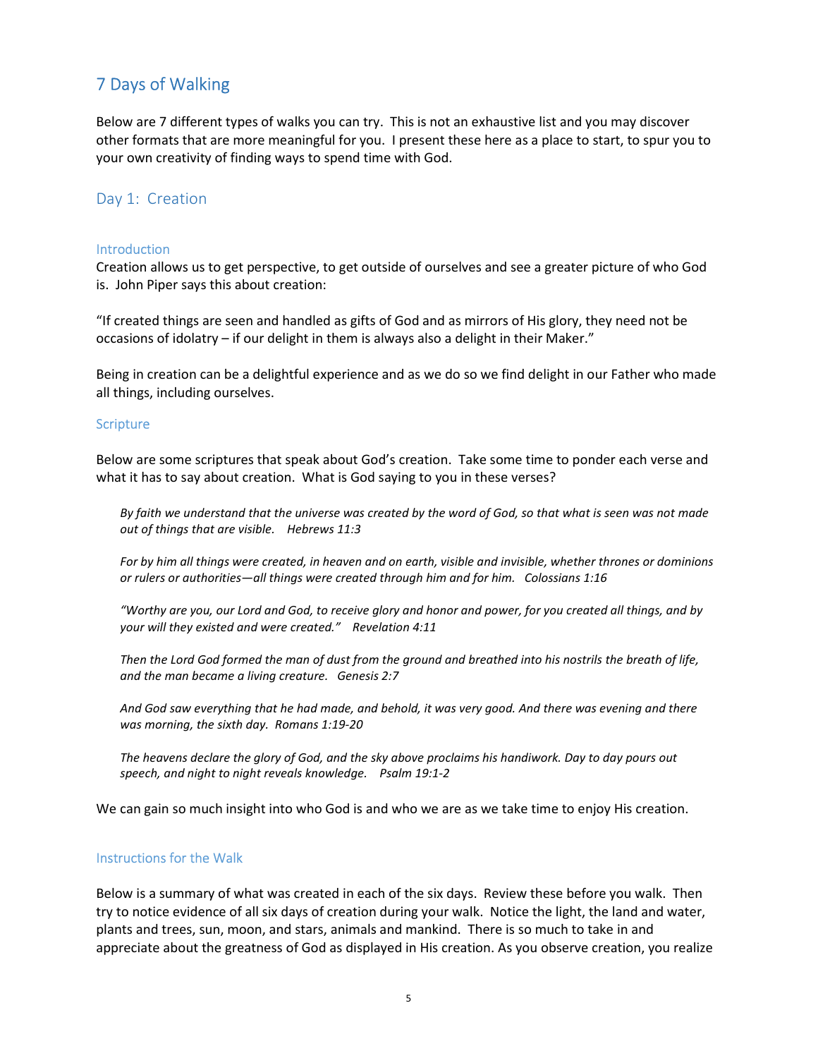# 7 Days of Walking

Below are 7 different types of walks you can try. This is not an exhaustive list and you may discover other formats that are more meaningful for you. I present these here as a place to start, to spur you to your own creativity of finding ways to spend time with God.

## Day 1: Creation

### Introduction

Creation allows us to get perspective, to get outside of ourselves and see a greater picture of who God is. John Piper says this about creation:

"If created things are seen and handled as gifts of God and as mirrors of His glory, they need not be occasions of idolatry – if our delight in them is always also a delight in their Maker."

Being in creation can be a delightful experience and as we do so we find delight in our Father who made all things, including ourselves.

### Scripture

Below are some scriptures that speak about God's creation. Take some time to ponder each verse and what it has to say about creation. What is God saying to you in these verses?

> *By faith we understand that the universe was created by the word of God, so that what is seen was not made out of things that are visible. Hebrews 11:3*
>
> *For by him all things were created, in heaven and on earth, visible and invisible, whether thrones or dominions or rulers or authorities—all things were created through him and for him. Colossians 1:16*
>
> *"Worthy are you, our Lord and God, to receive glory and honor and power, for you created all things, and by your will they existed and were created." Revelation 4:11*
>
> *Then the Lord God formed the man of dust from the ground and breathed into his nostrils the breath of life, and the man became a living creature. Genesis 2:7*
>
> *And God saw everything that he had made, and behold, it was very good. And there was evening and there was morning, the sixth day. Romans 1:19-20*
>
> *The heavens declare the glory of God, and the sky above proclaims his handiwork. Day to day pours out speech, and night to night reveals knowledge. Psalm 19:1-2*

We can gain so much insight into who God is and who we are as we take time to enjoy His creation.

### Instructions for the Walk

Below is a summary of what was created in each of the six days. Review these before you walk. Then try to notice evidence of all six days of creation during your walk. Notice the light, the land and water, plants and trees, sun, moon, and stars, animals and mankind. There is so much to take in and appreciate about the greatness of God as displayed in His creation. As you observe creation, you realize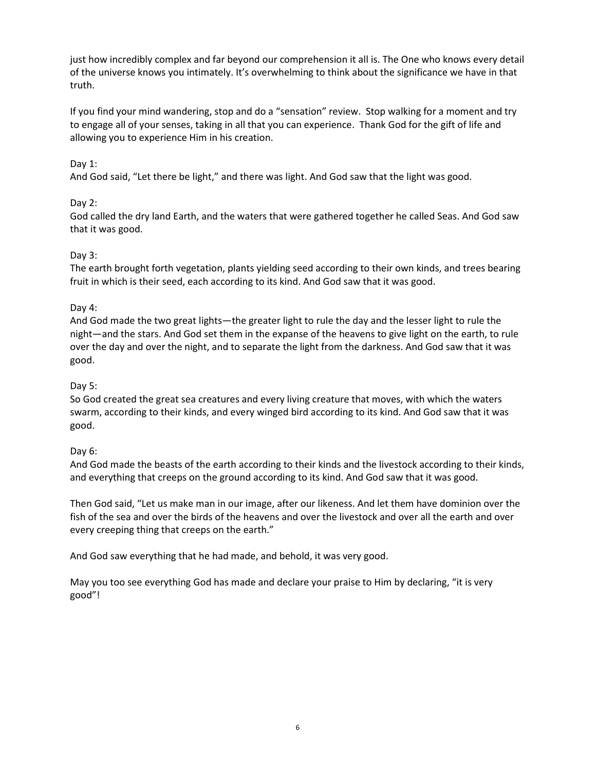just how incredibly complex and far beyond our comprehension it all is. The One who knows every detail of the universe knows you intimately. It's overwhelming to think about the significance we have in that truth.

If you find your mind wandering, stop and do a "sensation" review. Stop walking for a moment and try to engage all of your senses, taking in all that you can experience. Thank God for the gift of life and allowing you to experience Him in his creation.

Day 1:
And God said, "Let there be light," and there was light. And God saw that the light was good.

Day 2:
God called the dry land Earth, and the waters that were gathered together he called Seas. And God saw that it was good.

Day 3:
The earth brought forth vegetation, plants yielding seed according to their own kinds, and trees bearing fruit in which is their seed, each according to its kind. And God saw that it was good.

Day 4:
And God made the two great lights—the greater light to rule the day and the lesser light to rule the night—and the stars. And God set them in the expanse of the heavens to give light on the earth, to rule over the day and over the night, and to separate the light from the darkness. And God saw that it was good.

Day 5:
So God created the great sea creatures and every living creature that moves, with which the waters swarm, according to their kinds, and every winged bird according to its kind. And God saw that it was good.

Day 6:
And God made the beasts of the earth according to their kinds and the livestock according to their kinds, and everything that creeps on the ground according to its kind. And God saw that it was good.

Then God said, "Let us make man in our image, after our likeness. And let them have dominion over the fish of the sea and over the birds of the heavens and over the livestock and over all the earth and over every creeping thing that creeps on the earth."

And God saw everything that he had made, and behold, it was very good.

May you too see everything God has made and declare your praise to Him by declaring, "it is very good"!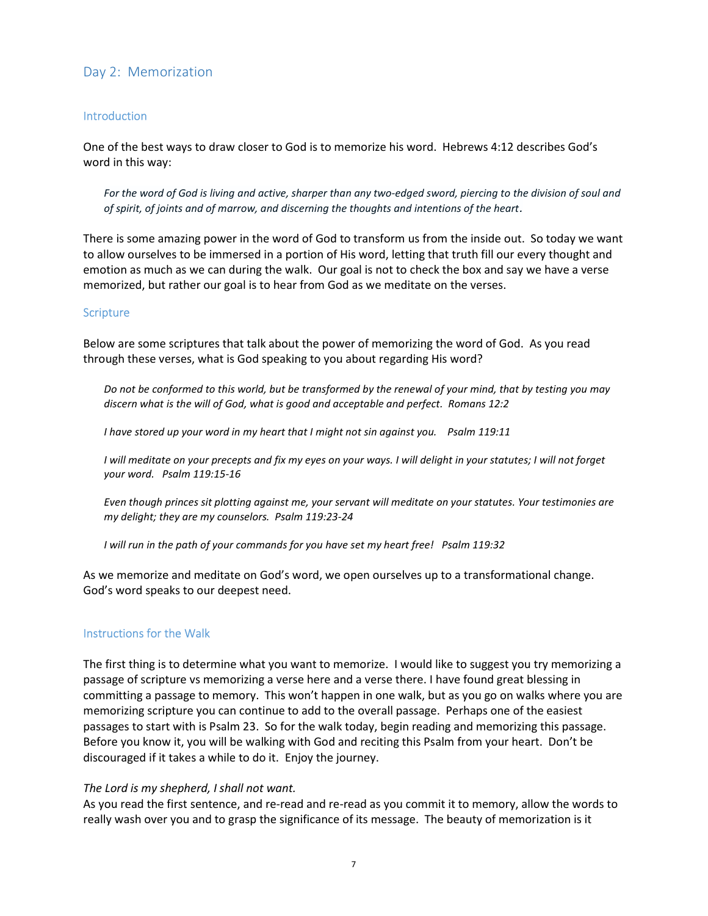## Day 2: Memorization

### Introduction

One of the best ways to draw closer to God is to memorize his word. Hebrews 4:12 describes God's word in this way:

> *For the word of God is living and active, sharper than any two-edged sword, piercing to the division of soul and of spirit, of joints and of marrow, and discerning the thoughts and intentions of the heart.*

There is some amazing power in the word of God to transform us from the inside out. So today we want to allow ourselves to be immersed in a portion of His word, letting that truth fill our every thought and emotion as much as we can during the walk. Our goal is not to check the box and say we have a verse memorized, but rather our goal is to hear from God as we meditate on the verses.

### Scripture

Below are some scriptures that talk about the power of memorizing the word of God. As you read through these verses, what is God speaking to you about regarding His word?

> *Do not be conformed to this world, but be transformed by the renewal of your mind, that by testing you may discern what is the will of God, what is good and acceptable and perfect. Romans 12:2*
>
> *I have stored up your word in my heart that I might not sin against you. Psalm 119:11*
>
> *I will meditate on your precepts and fix my eyes on your ways. I will delight in your statutes; I will not forget your word. Psalm 119:15-16*
>
> *Even though princes sit plotting against me, your servant will meditate on your statutes. Your testimonies are my delight; they are my counselors. Psalm 119:23-24*
>
> *I will run in the path of your commands for you have set my heart free! Psalm 119:32*

As we memorize and meditate on God's word, we open ourselves up to a transformational change. God's word speaks to our deepest need.

### Instructions for the Walk

The first thing is to determine what you want to memorize. I would like to suggest you try memorizing a passage of scripture vs memorizing a verse here and a verse there. I have found great blessing in committing a passage to memory. This won't happen in one walk, but as you go on walks where you are memorizing scripture you can continue to add to the overall passage. Perhaps one of the easiest passages to start with is Psalm 23. So for the walk today, begin reading and memorizing this passage. Before you know it, you will be walking with God and reciting this Psalm from your heart. Don't be discouraged if it takes a while to do it. Enjoy the journey.

*The Lord is my shepherd, I shall not want.*
As you read the first sentence, and re-read and re-read as you commit it to memory, allow the words to really wash over you and to grasp the significance of its message. The beauty of memorization is it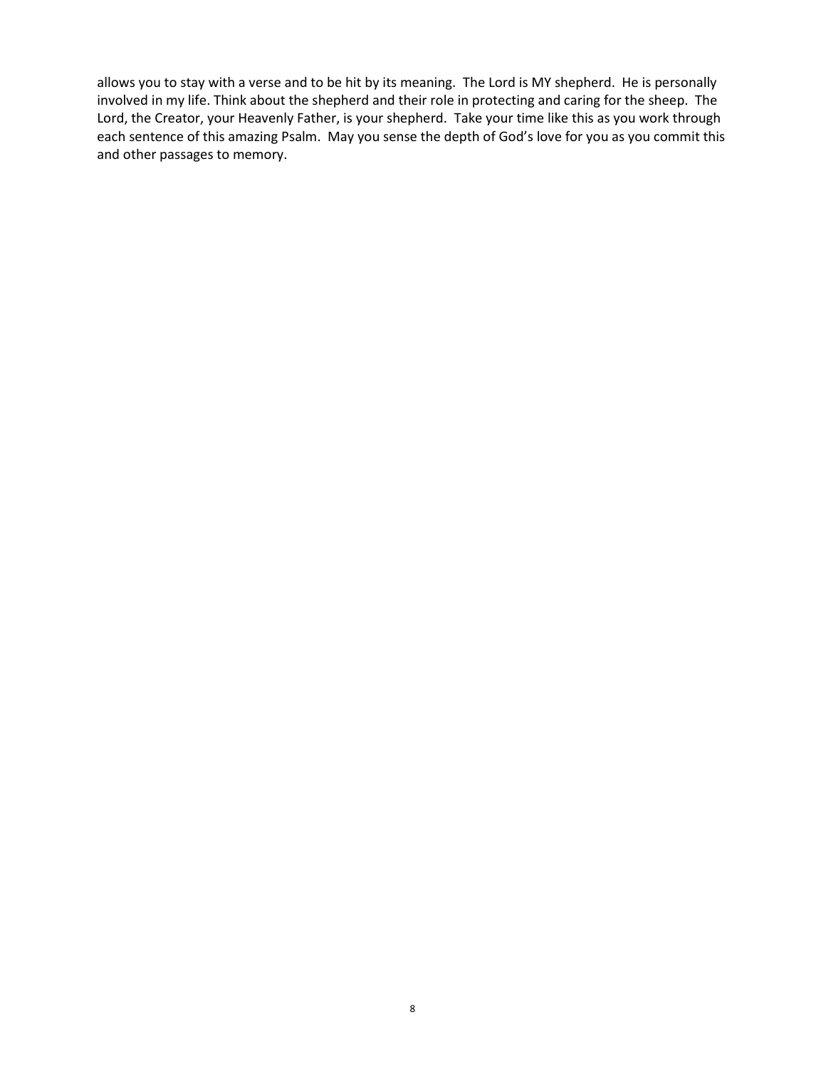allows you to stay with a verse and to be hit by its meaning. The Lord is MY shepherd. He is personally involved in my life. Think about the shepherd and their role in protecting and caring for the sheep. The Lord, the Creator, your Heavenly Father, is your shepherd. Take your time like this as you work through each sentence of this amazing Psalm. May you sense the depth of God's love for you as you commit this and other passages to memory.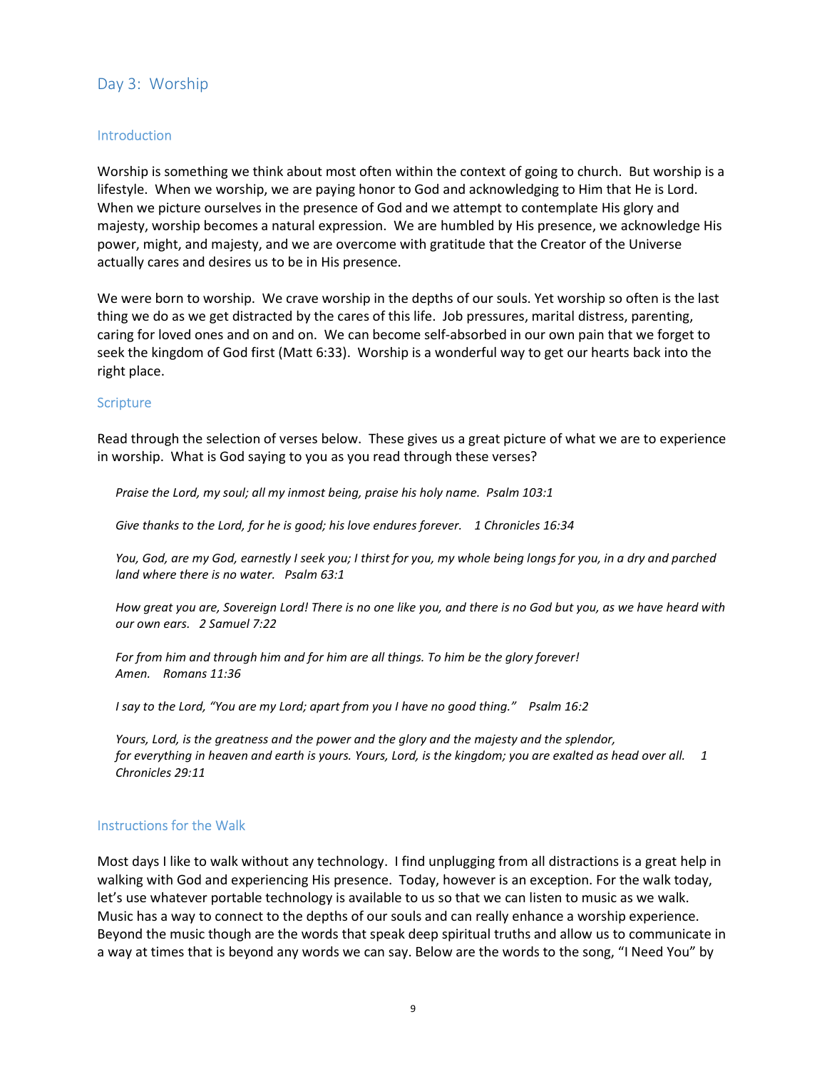## Day 3: Worship

### Introduction

Worship is something we think about most often within the context of going to church. But worship is a lifestyle. When we worship, we are paying honor to God and acknowledging to Him that He is Lord. When we picture ourselves in the presence of God and we attempt to contemplate His glory and majesty, worship becomes a natural expression. We are humbled by His presence, we acknowledge His power, might, and majesty, and we are overcome with gratitude that the Creator of the Universe actually cares and desires us to be in His presence.

We were born to worship. We crave worship in the depths of our souls. Yet worship so often is the last thing we do as we get distracted by the cares of this life. Job pressures, marital distress, parenting, caring for loved ones and on and on. We can become self-absorbed in our own pain that we forget to seek the kingdom of God first (Matt 6:33). Worship is a wonderful way to get our hearts back into the right place.

### Scripture

Read through the selection of verses below. These gives us a great picture of what we are to experience in worship. What is God saying to you as you read through these verses?

> *Praise the Lord, my soul; all my inmost being, praise his holy name. Psalm 103:1*
>
> *Give thanks to the Lord, for he is good; his love endures forever. 1 Chronicles 16:34*
>
> *You, God, are my God, earnestly I seek you; I thirst for you, my whole being longs for you, in a dry and parched land where there is no water. Psalm 63:1*
>
> *How great you are, Sovereign Lord! There is no one like you, and there is no God but you, as we have heard with our own ears. 2 Samuel 7:22*
>
> *For from him and through him and for him are all things. To him be the glory forever! Amen. Romans 11:36*
>
> *I say to the Lord, "You are my Lord; apart from you I have no good thing." Psalm 16:2*
>
> *Yours, Lord, is the greatness and the power and the glory and the majesty and the splendor, for everything in heaven and earth is yours. Yours, Lord, is the kingdom; you are exalted as head over all. 1 Chronicles 29:11*

### Instructions for the Walk

Most days I like to walk without any technology. I find unplugging from all distractions is a great help in walking with God and experiencing His presence. Today, however is an exception. For the walk today, let's use whatever portable technology is available to us so that we can listen to music as we walk. Music has a way to connect to the depths of our souls and can really enhance a worship experience. Beyond the music though are the words that speak deep spiritual truths and allow us to communicate in a way at times that is beyond any words we can say. Below are the words to the song, "I Need You" by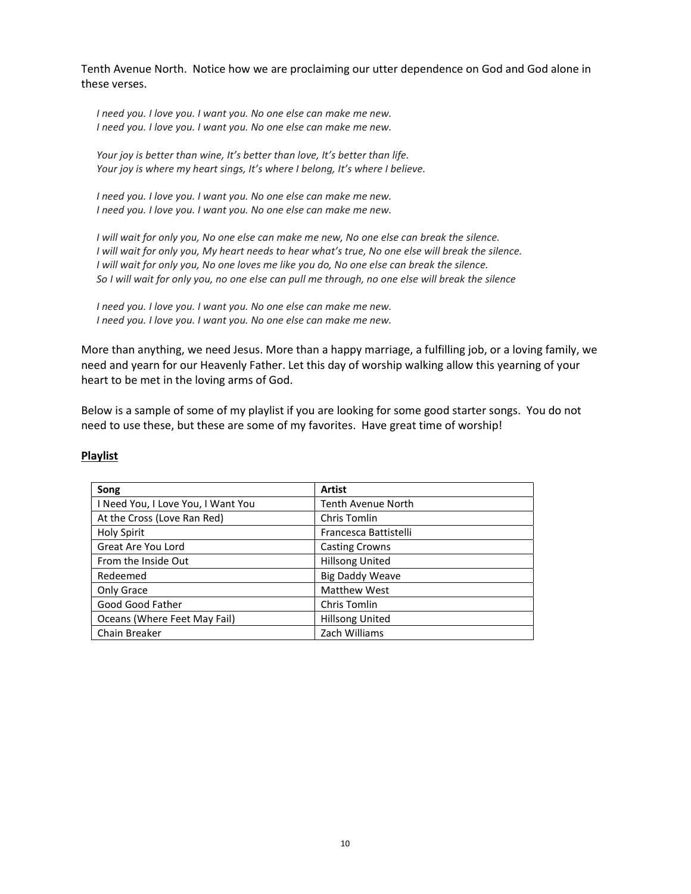Tenth Avenue North. Notice how we are proclaiming our utter dependence on God and God alone in these verses.

*I need you. I love you. I want you. No one else can make me new.*
*I need you. I love you. I want you. No one else can make me new.*

*Your joy is better than wine, It's better than love, It's better than life.*
*Your joy is where my heart sings, It's where I belong, It's where I believe.*

*I need you. I love you. I want you. No one else can make me new.*
*I need you. I love you. I want you. No one else can make me new.*

*I will wait for only you, No one else can make me new, No one else can break the silence.*
*I will wait for only you, My heart needs to hear what's true, No one else will break the silence.*
*I will wait for only you, No one loves me like you do, No one else can break the silence.*
*So I will wait for only you, no one else can pull me through, no one else will break the silence*

*I need you. I love you. I want you. No one else can make me new.*
*I need you. I love you. I want you. No one else can make me new.*

More than anything, we need Jesus. More than a happy marriage, a fulfilling job, or a loving family, we need and yearn for our Heavenly Father. Let this day of worship walking allow this yearning of your heart to be met in the loving arms of God.

Below is a sample of some of my playlist if you are looking for some good starter songs. You do not need to use these, but these are some of my favorites. Have great time of worship!

**<u>Playlist</u>**

| Song | Artist |
| --- | --- |
| I Need You, I Love You, I Want You | Tenth Avenue North |
| At the Cross (Love Ran Red) | Chris Tomlin |
| Holy Spirit | Francesca Battistelli |
| Great Are You Lord | Casting Crowns |
| From the Inside Out | Hillsong United |
| Redeemed | Big Daddy Weave |
| Only Grace | Matthew West |
| Good Good Father | Chris Tomlin |
| Oceans (Where Feet May Fail) | Hillsong United |
| Chain Breaker | Zach Williams |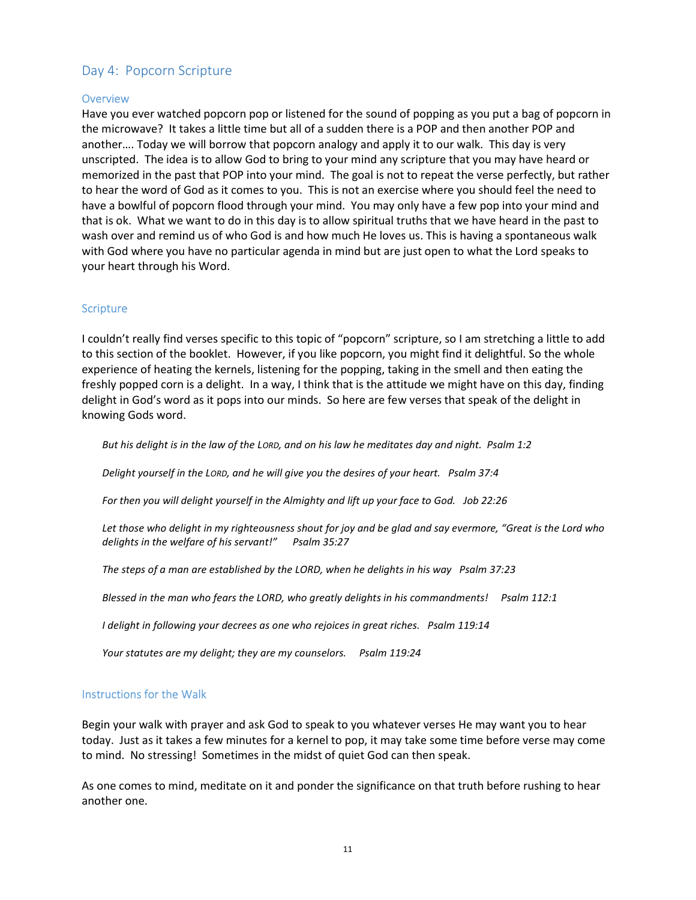## Day 4: Popcorn Scripture

### Overview

Have you ever watched popcorn pop or listened for the sound of popping as you put a bag of popcorn in the microwave? It takes a little time but all of a sudden there is a POP and then another POP and another…. Today we will borrow that popcorn analogy and apply it to our walk. This day is very unscripted. The idea is to allow God to bring to your mind any scripture that you may have heard or memorized in the past that POP into your mind. The goal is not to repeat the verse perfectly, but rather to hear the word of God as it comes to you. This is not an exercise where you should feel the need to have a bowlful of popcorn flood through your mind. You may only have a few pop into your mind and that is ok. What we want to do in this day is to allow spiritual truths that we have heard in the past to wash over and remind us of who God is and how much He loves us. This is having a spontaneous walk with God where you have no particular agenda in mind but are just open to what the Lord speaks to your heart through his Word.

### Scripture

I couldn't really find verses specific to this topic of "popcorn" scripture, so I am stretching a little to add to this section of the booklet. However, if you like popcorn, you might find it delightful. So the whole experience of heating the kernels, listening for the popping, taking in the smell and then eating the freshly popped corn is a delight. In a way, I think that is the attitude we might have on this day, finding delight in God's word as it pops into our minds. So here are few verses that speak of the delight in knowing Gods word.

> *But his delight is in the law of the LORD, and on his law he meditates day and night. Psalm 1:2*
>
> *Delight yourself in the LORD, and he will give you the desires of your heart. Psalm 37:4*
>
> *For then you will delight yourself in the Almighty and lift up your face to God. Job 22:26*
>
> *Let those who delight in my righteousness shout for joy and be glad and say evermore, "Great is the Lord who delights in the welfare of his servant!" Psalm 35:27*
>
> *The steps of a man are established by the LORD, when he delights in his way Psalm 37:23*
>
> *Blessed in the man who fears the LORD, who greatly delights in his commandments! Psalm 112:1*
>
> *I delight in following your decrees as one who rejoices in great riches. Psalm 119:14*
>
> *Your statutes are my delight; they are my counselors. Psalm 119:24*

### Instructions for the Walk

Begin your walk with prayer and ask God to speak to you whatever verses He may want you to hear today. Just as it takes a few minutes for a kernel to pop, it may take some time before verse may come to mind. No stressing! Sometimes in the midst of quiet God can then speak.

As one comes to mind, meditate on it and ponder the significance on that truth before rushing to hear another one.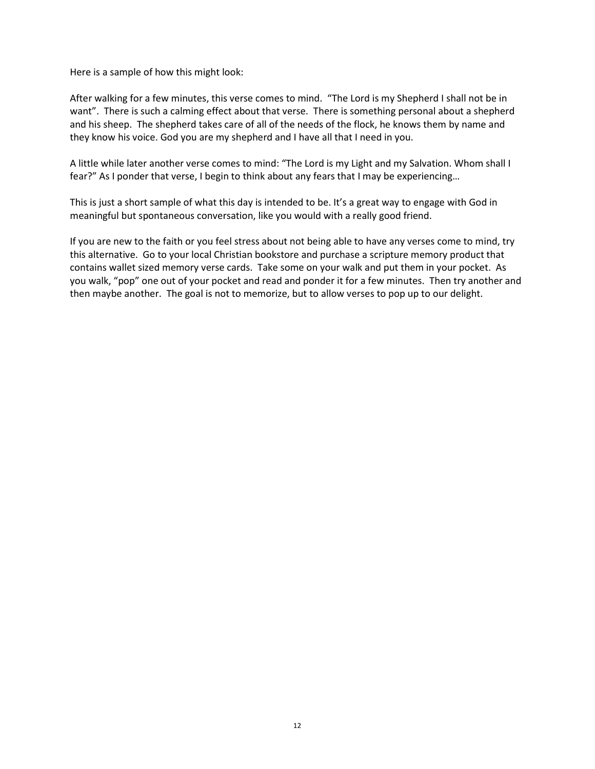Here is a sample of how this might look:

After walking for a few minutes, this verse comes to mind.  "The Lord is my Shepherd I shall not be in want".  There is such a calming effect about that verse.  There is something personal about a shepherd and his sheep.  The shepherd takes care of all of the needs of the flock, he knows them by name and they know his voice. God you are my shepherd and I have all that I need in you.

A little while later another verse comes to mind: "The Lord is my Light and my Salvation. Whom shall I fear?" As I ponder that verse, I begin to think about any fears that I may be experiencing…

This is just a short sample of what this day is intended to be. It's a great way to engage with God in meaningful but spontaneous conversation, like you would with a really good friend.

If you are new to the faith or you feel stress about not being able to have any verses come to mind, try this alternative.  Go to your local Christian bookstore and purchase a scripture memory product that contains wallet sized memory verse cards.  Take some on your walk and put them in your pocket.  As you walk, "pop" one out of your pocket and read and ponder it for a few minutes.  Then try another and then maybe another.  The goal is not to memorize, but to allow verses to pop up to our delight.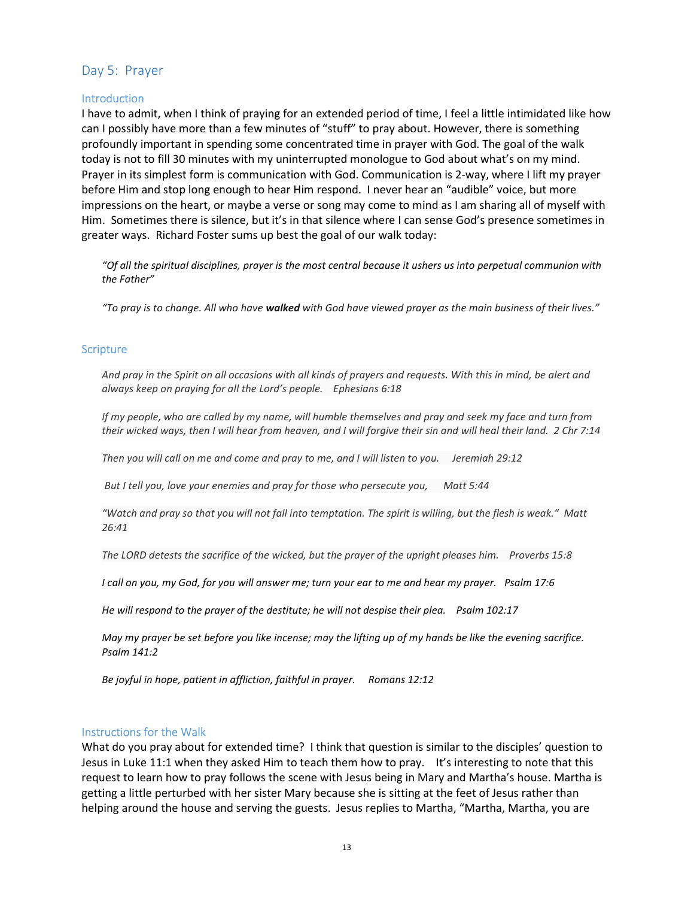## Day 5: Prayer

### Introduction

I have to admit, when I think of praying for an extended period of time, I feel a little intimidated like how can I possibly have more than a few minutes of "stuff" to pray about. However, there is something profoundly important in spending some concentrated time in prayer with God. The goal of the walk today is not to fill 30 minutes with my uninterrupted monologue to God about what's on my mind. Prayer in its simplest form is communication with God. Communication is 2-way, where I lift my prayer before Him and stop long enough to hear Him respond. I never hear an "audible" voice, but more impressions on the heart, or maybe a verse or song may come to mind as I am sharing all of myself with Him. Sometimes there is silence, but it's in that silence where I can sense God's presence sometimes in greater ways. Richard Foster sums up best the goal of our walk today:

> *"Of all the spiritual disciplines, prayer is the most central because it ushers us into perpetual communion with the Father"*
>
> *"To pray is to change. All who have **walked** with God have viewed prayer as the main business of their lives."*

### Scripture

> *And pray in the Spirit on all occasions with all kinds of prayers and requests. With this in mind, be alert and always keep on praying for all the Lord's people. Ephesians 6:18*
>
> *If my people, who are called by my name, will humble themselves and pray and seek my face and turn from their wicked ways, then I will hear from heaven, and I will forgive their sin and will heal their land. 2 Chr 7:14*
>
> *Then you will call on me and come and pray to me, and I will listen to you. Jeremiah 29:12*
>
> *But I tell you, love your enemies and pray for those who persecute you, Matt 5:44*
>
> *"Watch and pray so that you will not fall into temptation. The spirit is willing, but the flesh is weak." Matt 26:41*
>
> *The LORD detests the sacrifice of the wicked, but the prayer of the upright pleases him. Proverbs 15:8*
>
> *I call on you, my God, for you will answer me; turn your ear to me and hear my prayer. Psalm 17:6*
>
> *He will respond to the prayer of the destitute; he will not despise their plea. Psalm 102:17*
>
> *May my prayer be set before you like incense; may the lifting up of my hands be like the evening sacrifice. Psalm 141:2*
>
> *Be joyful in hope, patient in affliction, faithful in prayer. Romans 12:12*

### Instructions for the Walk

What do you pray about for extended time? I think that question is similar to the disciples' question to Jesus in Luke 11:1 when they asked Him to teach them how to pray. It's interesting to note that this request to learn how to pray follows the scene with Jesus being in Mary and Martha's house. Martha is getting a little perturbed with her sister Mary because she is sitting at the feet of Jesus rather than helping around the house and serving the guests. Jesus replies to Martha, "Martha, Martha, you are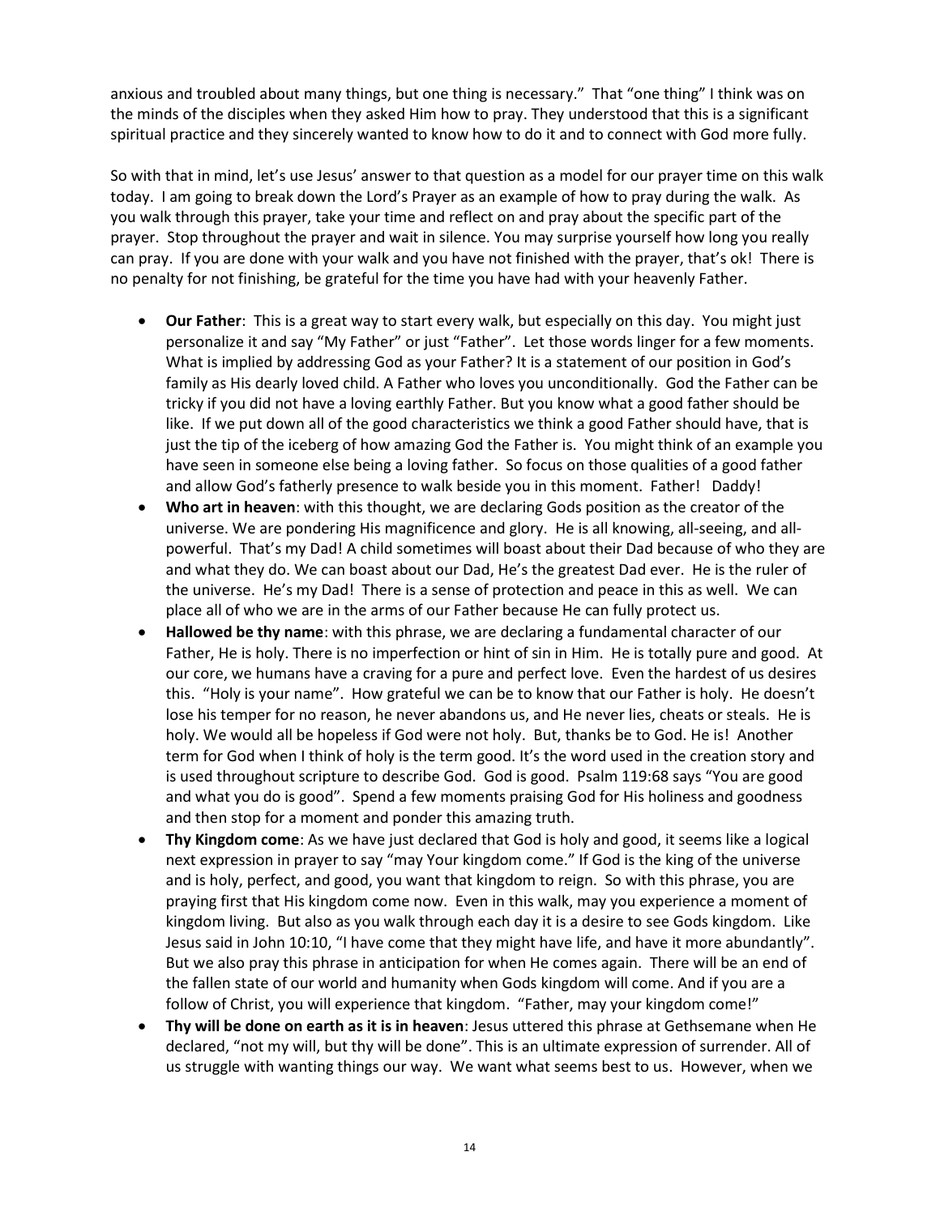anxious and troubled about many things, but one thing is necessary." That "one thing" I think was on the minds of the disciples when they asked Him how to pray. They understood that this is a significant spiritual practice and they sincerely wanted to know how to do it and to connect with God more fully.

So with that in mind, let's use Jesus' answer to that question as a model for our prayer time on this walk today. I am going to break down the Lord's Prayer as an example of how to pray during the walk. As you walk through this prayer, take your time and reflect on and pray about the specific part of the prayer. Stop throughout the prayer and wait in silence. You may surprise yourself how long you really can pray. If you are done with your walk and you have not finished with the prayer, that's ok! There is no penalty for not finishing, be grateful for the time you have had with your heavenly Father.

- **Our Father**: This is a great way to start every walk, but especially on this day. You might just personalize it and say "My Father" or just "Father". Let those words linger for a few moments. What is implied by addressing God as your Father? It is a statement of our position in God's family as His dearly loved child. A Father who loves you unconditionally. God the Father can be tricky if you did not have a loving earthly Father. But you know what a good father should be like. If we put down all of the good characteristics we think a good Father should have, that is just the tip of the iceberg of how amazing God the Father is. You might think of an example you have seen in someone else being a loving father. So focus on those qualities of a good father and allow God's fatherly presence to walk beside you in this moment. Father! Daddy!
- **Who art in heaven**: with this thought, we are declaring Gods position as the creator of the universe. We are pondering His magnificence and glory. He is all knowing, all-seeing, and all-powerful. That's my Dad! A child sometimes will boast about their Dad because of who they are and what they do. We can boast about our Dad, He's the greatest Dad ever. He is the ruler of the universe. He's my Dad! There is a sense of protection and peace in this as well. We can place all of who we are in the arms of our Father because He can fully protect us.
- **Hallowed be thy name**: with this phrase, we are declaring a fundamental character of our Father, He is holy. There is no imperfection or hint of sin in Him. He is totally pure and good. At our core, we humans have a craving for a pure and perfect love. Even the hardest of us desires this. "Holy is your name". How grateful we can be to know that our Father is holy. He doesn't lose his temper for no reason, he never abandons us, and He never lies, cheats or steals. He is holy. We would all be hopeless if God were not holy. But, thanks be to God. He is! Another term for God when I think of holy is the term good. It's the word used in the creation story and is used throughout scripture to describe God. God is good. Psalm 119:68 says "You are good and what you do is good". Spend a few moments praising God for His holiness and goodness and then stop for a moment and ponder this amazing truth.
- **Thy Kingdom come**: As we have just declared that God is holy and good, it seems like a logical next expression in prayer to say "may Your kingdom come." If God is the king of the universe and is holy, perfect, and good, you want that kingdom to reign. So with this phrase, you are praying first that His kingdom come now. Even in this walk, may you experience a moment of kingdom living. But also as you walk through each day it is a desire to see Gods kingdom. Like Jesus said in John 10:10, "I have come that they might have life, and have it more abundantly". But we also pray this phrase in anticipation for when He comes again. There will be an end of the fallen state of our world and humanity when Gods kingdom will come. And if you are a follow of Christ, you will experience that kingdom. "Father, may your kingdom come!"
- **Thy will be done on earth as it is in heaven**: Jesus uttered this phrase at Gethsemane when He declared, "not my will, but thy will be done". This is an ultimate expression of surrender. All of us struggle with wanting things our way. We want what seems best to us. However, when we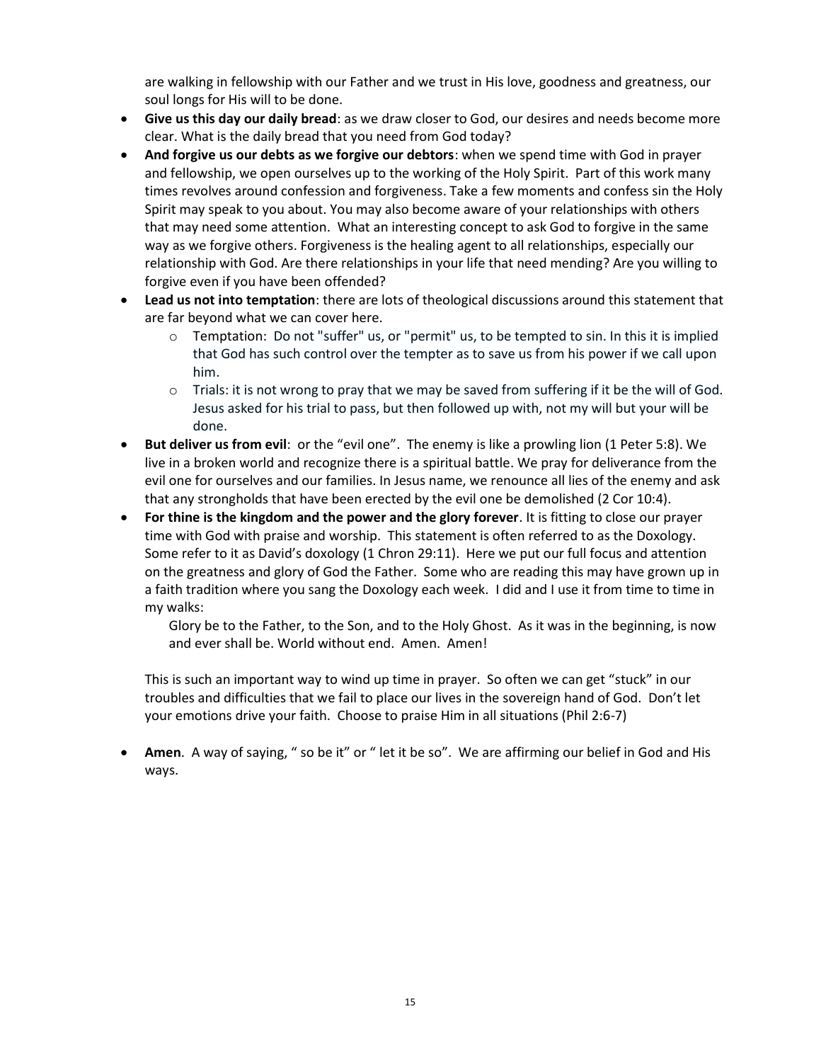are walking in fellowship with our Father and we trust in His love, goodness and greatness, our soul longs for His will to be done.

- **Give us this day our daily bread**: as we draw closer to God, our desires and needs become more clear. What is the daily bread that you need from God today?
- **And forgive us our debts as we forgive our debtors**: when we spend time with God in prayer and fellowship, we open ourselves up to the working of the Holy Spirit. Part of this work many times revolves around confession and forgiveness. Take a few moments and confess sin the Holy Spirit may speak to you about. You may also become aware of your relationships with others that may need some attention. What an interesting concept to ask God to forgive in the same way as we forgive others. Forgiveness is the healing agent to all relationships, especially our relationship with God. Are there relationships in your life that need mending? Are you willing to forgive even if you have been offended?
- **Lead us not into temptation**: there are lots of theological discussions around this statement that are far beyond what we can cover here.
    - Temptation: Do not "suffer" us, or "permit" us, to be tempted to sin. In this it is implied that God has such control over the tempter as to save us from his power if we call upon him.
    - Trials: it is not wrong to pray that we may be saved from suffering if it be the will of God. Jesus asked for his trial to pass, but then followed up with, not my will but your will be done.
- **But deliver us from evil**: or the "evil one". The enemy is like a prowling lion (1 Peter 5:8). We live in a broken world and recognize there is a spiritual battle. We pray for deliverance from the evil one for ourselves and our families. In Jesus name, we renounce all lies of the enemy and ask that any strongholds that have been erected by the evil one be demolished (2 Cor 10:4).
- **For thine is the kingdom and the power and the glory forever**. It is fitting to close our prayer time with God with praise and worship. This statement is often referred to as the Doxology. Some refer to it as David's doxology (1 Chron 29:11). Here we put our full focus and attention on the greatness and glory of God the Father. Some who are reading this may have grown up in a faith tradition where you sang the Doxology each week. I did and I use it from time to time in my walks:

    Glory be to the Father, to the Son, and to the Holy Ghost. As it was in the beginning, is now and ever shall be. World without end. Amen. Amen!

  This is such an important way to wind up time in prayer. So often we can get "stuck" in our troubles and difficulties that we fail to place our lives in the sovereign hand of God. Don't let your emotions drive your faith. Choose to praise Him in all situations (Phil 2:6-7)

- **Amen**. A way of saying, " so be it" or " let it be so". We are affirming our belief in God and His ways.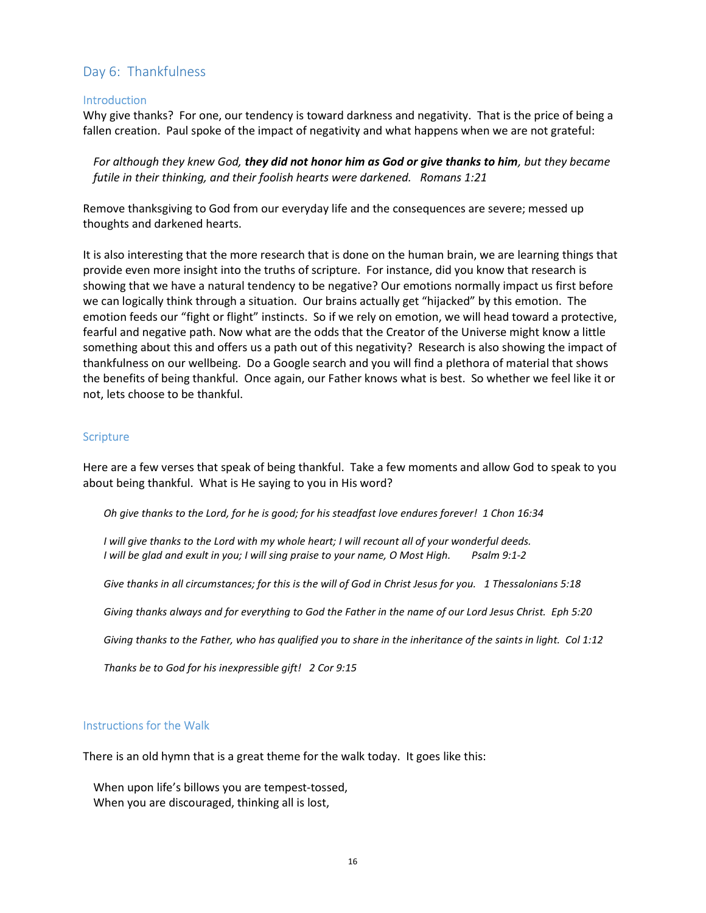## Day 6: Thankfulness

### Introduction

Why give thanks? For one, our tendency is toward darkness and negativity. That is the price of being a fallen creation. Paul spoke of the impact of negativity and what happens when we are not grateful:

> *For although they knew God, **they did not honor him as God or give thanks to him**, but they became futile in their thinking, and their foolish hearts were darkened. Romans 1:21*

Remove thanksgiving to God from our everyday life and the consequences are severe; messed up thoughts and darkened hearts.

It is also interesting that the more research that is done on the human brain, we are learning things that provide even more insight into the truths of scripture. For instance, did you know that research is showing that we have a natural tendency to be negative? Our emotions normally impact us first before we can logically think through a situation. Our brains actually get "hijacked" by this emotion. The emotion feeds our "fight or flight" instincts. So if we rely on emotion, we will head toward a protective, fearful and negative path. Now what are the odds that the Creator of the Universe might know a little something about this and offers us a path out of this negativity? Research is also showing the impact of thankfulness on our wellbeing. Do a Google search and you will find a plethora of material that shows the benefits of being thankful. Once again, our Father knows what is best. So whether we feel like it or not, lets choose to be thankful.

### Scripture

Here are a few verses that speak of being thankful. Take a few moments and allow God to speak to you about being thankful. What is He saying to you in His word?

> *Oh give thanks to the Lord, for he is good; for his steadfast love endures forever! 1 Chon 16:34*
>
> *I will give thanks to the Lord with my whole heart; I will recount all of your wonderful deeds.*
> *I will be glad and exult in you; I will sing praise to your name, O Most High. Psalm 9:1-2*
>
> *Give thanks in all circumstances; for this is the will of God in Christ Jesus for you. 1 Thessalonians 5:18*
>
> *Giving thanks always and for everything to God the Father in the name of our Lord Jesus Christ. Eph 5:20*
>
> *Giving thanks to the Father, who has qualified you to share in the inheritance of the saints in light. Col 1:12*
>
> *Thanks be to God for his inexpressible gift! 2 Cor 9:15*

### Instructions for the Walk

There is an old hymn that is a great theme for the walk today. It goes like this:

> When upon life's billows you are tempest-tossed,
> When you are discouraged, thinking all is lost,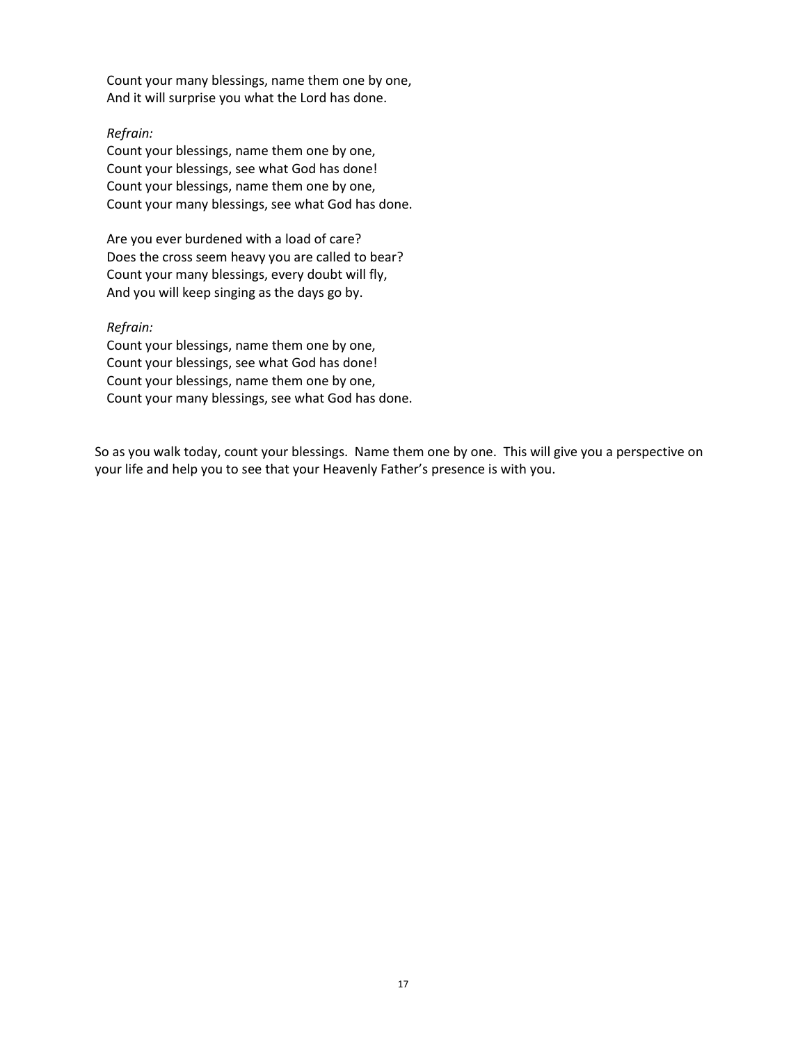Count your many blessings, name them one by one,  
And it will surprise you what the Lord has done.

*Refrain:*  
Count your blessings, name them one by one,  
Count your blessings, see what God has done!  
Count your blessings, name them one by one,  
Count your many blessings, see what God has done.

Are you ever burdened with a load of care?  
Does the cross seem heavy you are called to bear?  
Count your many blessings, every doubt will fly,  
And you will keep singing as the days go by.

*Refrain:*  
Count your blessings, name them one by one,  
Count your blessings, see what God has done!  
Count your blessings, name them one by one,  
Count your many blessings, see what God has done.

So as you walk today, count your blessings. Name them one by one. This will give you a perspective on your life and help you to see that your Heavenly Father's presence is with you.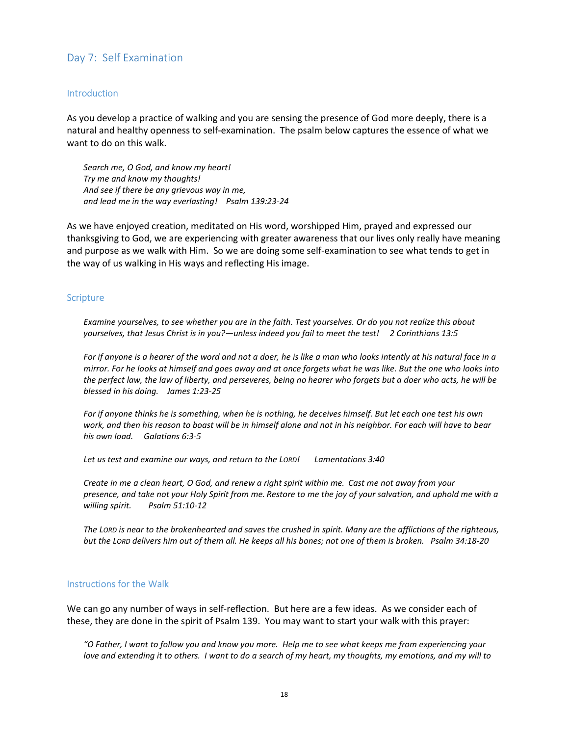## Day 7: Self Examination

### Introduction

As you develop a practice of walking and you are sensing the presence of God more deeply, there is a natural and healthy openness to self-examination. The psalm below captures the essence of what we want to do on this walk.

> *Search me, O God, and know my heart!*
> *Try me and know my thoughts!*
> *And see if there be any grievous way in me,*
> *and lead me in the way everlasting!  Psalm 139:23-24*

As we have enjoyed creation, meditated on His word, worshipped Him, prayed and expressed our thanksgiving to God, we are experiencing with greater awareness that our lives only really have meaning and purpose as we walk with Him. So we are doing some self-examination to see what tends to get in the way of us walking in His ways and reflecting His image.

### Scripture

> *Examine yourselves, to see whether you are in the faith. Test yourselves. Or do you not realize this about yourselves, that Jesus Christ is in you?—unless indeed you fail to meet the test!  2 Corinthians 13:5*

> *For if anyone is a hearer of the word and not a doer, he is like a man who looks intently at his natural face in a mirror. For he looks at himself and goes away and at once forgets what he was like. But the one who looks into the perfect law, the law of liberty, and perseveres, being no hearer who forgets but a doer who acts, he will be blessed in his doing.  James 1:23-25*

> *For if anyone thinks he is something, when he is nothing, he deceives himself. But let each one test his own work, and then his reason to boast will be in himself alone and not in his neighbor. For each will have to bear his own load.  Galatians 6:3-5*

> *Let us test and examine our ways, and return to the LORD!  Lamentations 3:40*

> *Create in me a clean heart, O God, and renew a right spirit within me. Cast me not away from your presence, and take not your Holy Spirit from me. Restore to me the joy of your salvation, and uphold me with a willing spirit.  Psalm 51:10-12*

> *The LORD is near to the brokenhearted and saves the crushed in spirit. Many are the afflictions of the righteous, but the LORD delivers him out of them all. He keeps all his bones; not one of them is broken.  Psalm 34:18-20*

### Instructions for the Walk

We can go any number of ways in self-reflection. But here are a few ideas. As we consider each of these, they are done in the spirit of Psalm 139. You may want to start your walk with this prayer:

> *"O Father, I want to follow you and know you more. Help me to see what keeps me from experiencing your love and extending it to others. I want to do a search of my heart, my thoughts, my emotions, and my will to*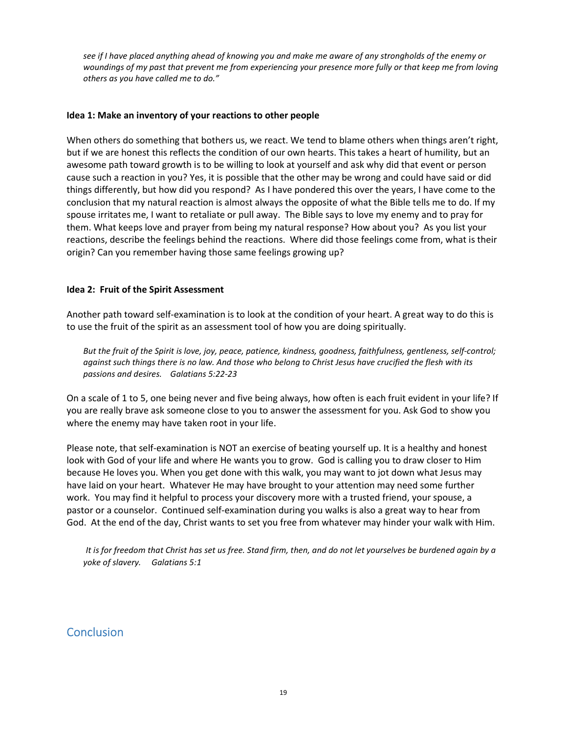*see if I have placed anything ahead of knowing you and make me aware of any strongholds of the enemy or woundings of my past that prevent me from experiencing your presence more fully or that keep me from loving others as you have called me to do."*

**Idea 1: Make an inventory of your reactions to other people**

When others do something that bothers us, we react. We tend to blame others when things aren't right, but if we are honest this reflects the condition of our own hearts. This takes a heart of humility, but an awesome path toward growth is to be willing to look at yourself and ask why did that event or person cause such a reaction in you? Yes, it is possible that the other may be wrong and could have said or did things differently, but how did you respond? As I have pondered this over the years, I have come to the conclusion that my natural reaction is almost always the opposite of what the Bible tells me to do. If my spouse irritates me, I want to retaliate or pull away. The Bible says to love my enemy and to pray for them. What keeps love and prayer from being my natural response? How about you? As you list your reactions, describe the feelings behind the reactions. Where did those feelings come from, what is their origin? Can you remember having those same feelings growing up?

**Idea 2: Fruit of the Spirit Assessment**

Another path toward self-examination is to look at the condition of your heart. A great way to do this is to use the fruit of the spirit as an assessment tool of how you are doing spiritually.

> *But the fruit of the Spirit is love, joy, peace, patience, kindness, goodness, faithfulness, gentleness, self-control; against such things there is no law. And those who belong to Christ Jesus have crucified the flesh with its passions and desires. Galatians 5:22-23*

On a scale of 1 to 5, one being never and five being always, how often is each fruit evident in your life? If you are really brave ask someone close to you to answer the assessment for you. Ask God to show you where the enemy may have taken root in your life.

Please note, that self-examination is NOT an exercise of beating yourself up. It is a healthy and honest look with God of your life and where He wants you to grow. God is calling you to draw closer to Him because He loves you. When you get done with this walk, you may want to jot down what Jesus may have laid on your heart. Whatever He may have brought to your attention may need some further work. You may find it helpful to process your discovery more with a trusted friend, your spouse, a pastor or a counselor. Continued self-examination during you walks is also a great way to hear from God. At the end of the day, Christ wants to set you free from whatever may hinder your walk with Him.

> *It is for freedom that Christ has set us free. Stand firm, then, and do not let yourselves be burdened again by a yoke of slavery. Galatians 5:1*

## Conclusion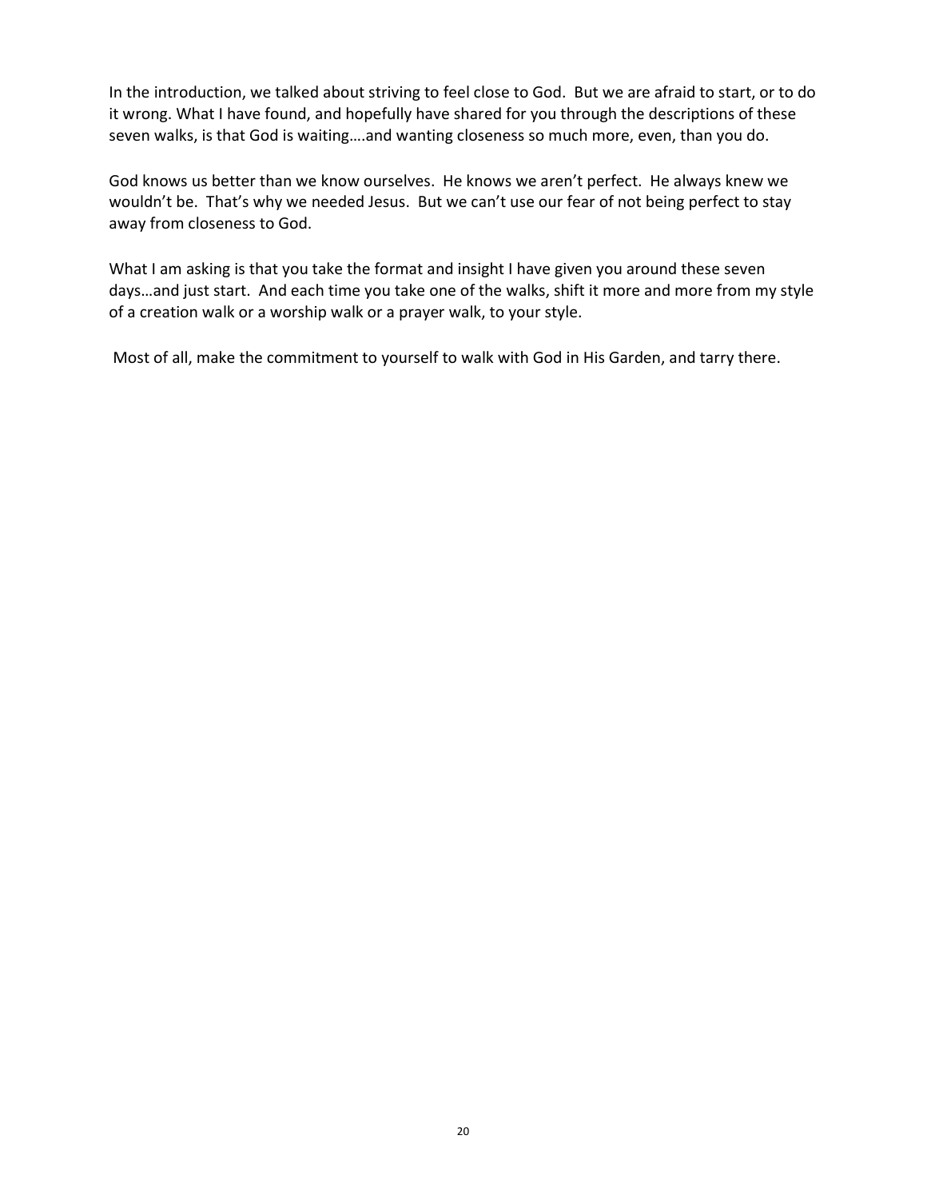In the introduction, we talked about striving to feel close to God. But we are afraid to start, or to do it wrong. What I have found, and hopefully have shared for you through the descriptions of these seven walks, is that God is waiting….and wanting closeness so much more, even, than you do.

God knows us better than we know ourselves. He knows we aren't perfect. He always knew we wouldn't be. That's why we needed Jesus. But we can't use our fear of not being perfect to stay away from closeness to God.

What I am asking is that you take the format and insight I have given you around these seven days…and just start. And each time you take one of the walks, shift it more and more from my style of a creation walk or a worship walk or a prayer walk, to your style.

Most of all, make the commitment to yourself to walk with God in His Garden, and tarry there.